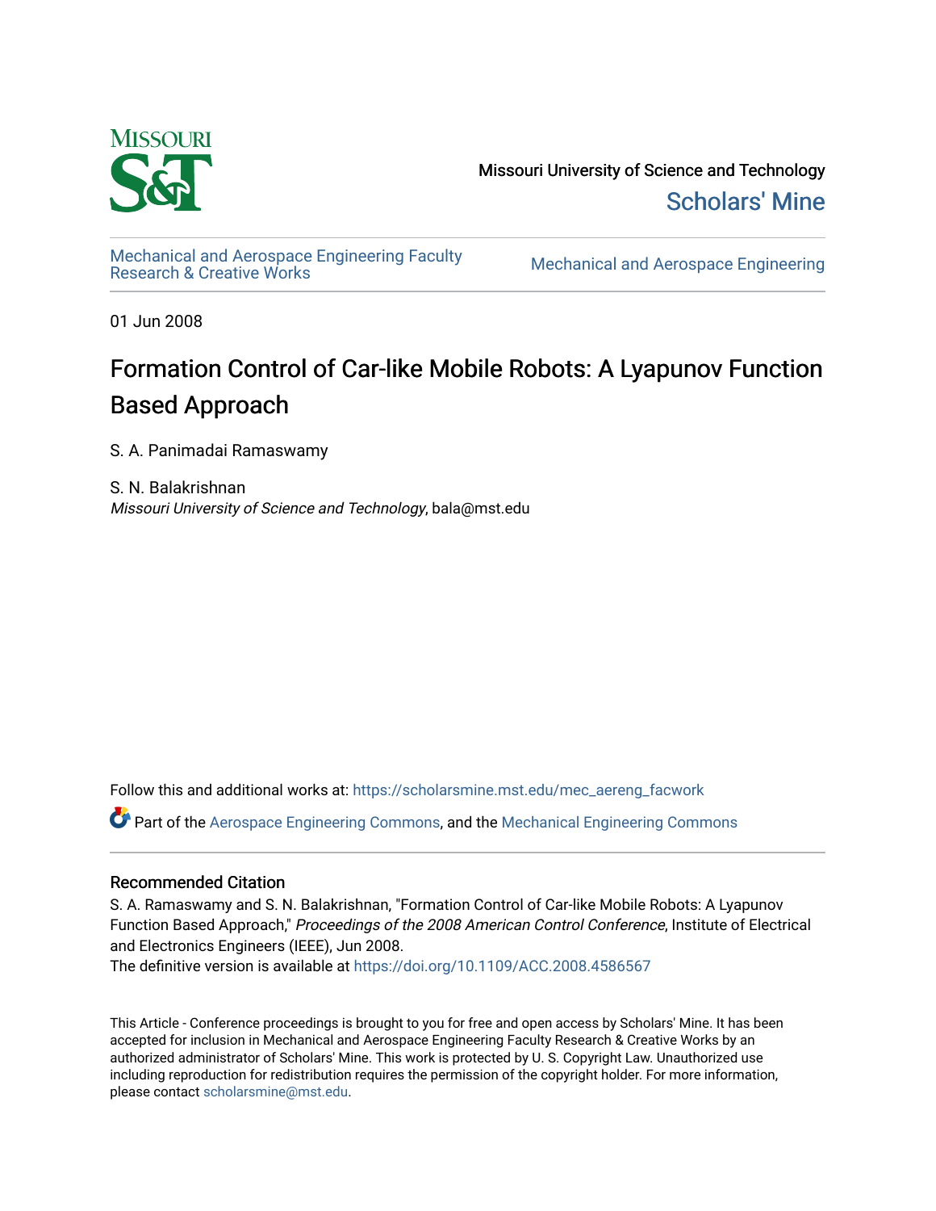Missouri University of Science and Technology

Scholars' Mine

Mechanical and Aerospace Engineering Faculty Research & Creative Works

Mechanical and Aerospace Engineering

01 Jun 2008

# Formation Control of Car-like Mobile Robots: A Lyapunov Function Based Approach

S. A. Panimadai Ramaswamy

S. N. Balakrishnan
*Missouri University of Science and Technology*, bala@mst.edu

Follow this and additional works at: https://scholarsmine.mst.edu/mec_aereng_facwork

Part of the Aerospace Engineering Commons, and the Mechanical Engineering Commons

## Recommended Citation

S. A. Ramaswamy and S. N. Balakrishnan, "Formation Control of Car-like Mobile Robots: A Lyapunov Function Based Approach," *Proceedings of the 2008 American Control Conference*, Institute of Electrical and Electronics Engineers (IEEE), Jun 2008.
The definitive version is available at https://doi.org/10.1109/ACC.2008.4586567

This Article - Conference proceedings is brought to you for free and open access by Scholars' Mine. It has been accepted for inclusion in Mechanical and Aerospace Engineering Faculty Research & Creative Works by an authorized administrator of Scholars' Mine. This work is protected by U. S. Copyright Law. Unauthorized use including reproduction for redistribution requires the permission of the copyright holder. For more information, please contact scholarsmine@mst.edu.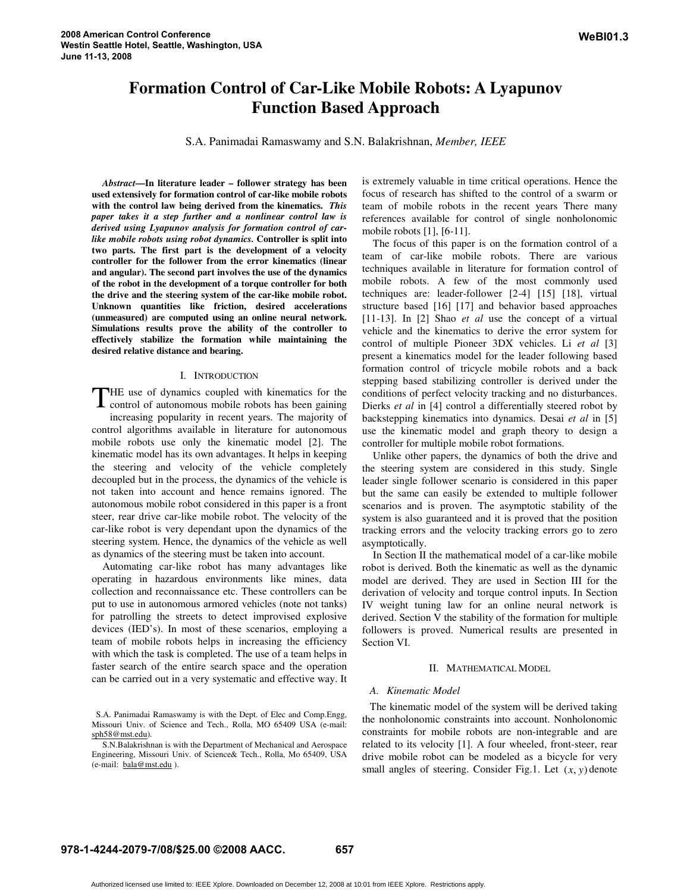# Formation Control of Car-Like Mobile Robots: A Lyapunov Function Based Approach

S.A. Panimadai Ramaswamy and S.N. Balakrishnan, *Member, IEEE*

***Abstract*****—In literature leader – follower strategy has been used extensively for formation control of car-like mobile robots with the control law being derived from the kinematics. *This paper takes it a step further and a nonlinear control law is derived using Lyapunov analysis for formation control of car-like mobile robots using robot dynamics.* Controller is split into two parts. The first part is the development of a velocity controller for the follower from the error kinematics (linear and angular). The second part involves the use of the dynamics of the robot in the development of a torque controller for both the drive and the steering system of the car-like mobile robot. Unknown quantities like friction, desired accelerations (unmeasured) are computed using an online neural network. Simulations results prove the ability of the controller to effectively stabilize the formation while maintaining the desired relative distance and bearing.**

## I. INTRODUCTION

THE use of dynamics coupled with kinematics for the control of autonomous mobile robots has been gaining increasing popularity in recent years. The majority of control algorithms available in literature for autonomous mobile robots use only the kinematic model [2]. The kinematic model has its own advantages. It helps in keeping the steering and velocity of the vehicle completely decoupled but in the process, the dynamics of the vehicle is not taken into account and hence remains ignored. The autonomous mobile robot considered in this paper is a front steer, rear drive car-like mobile robot. The velocity of the car-like robot is very dependant upon the dynamics of the steering system. Hence, the dynamics of the vehicle as well as dynamics of the steering must be taken into account.

Automating car-like robot has many advantages like operating in hazardous environments like mines, data collection and reconnaissance etc. These controllers can be put to use in autonomous armored vehicles (note not tanks) for patrolling the streets to detect improvised explosive devices (IED's). In most of these scenarios, employing a team of mobile robots helps in increasing the efficiency with which the task is completed. The use of a team helps in faster search of the entire search space and the operation can be carried out in a very systematic and effective way. It is extremely valuable in time critical operations. Hence the focus of research has shifted to the control of a swarm or team of mobile robots in the recent years There many references available for control of single nonholonomic mobile robots [1], [6-11].

The focus of this paper is on the formation control of a team of car-like mobile robots. There are various techniques available in literature for formation control of mobile robots. A few of the most commonly used techniques are: leader-follower [2-4] [15] [18], virtual structure based [16] [17] and behavior based approaches [11-13]. In [2] Shao *et al* use the concept of a virtual vehicle and the kinematics to derive the error system for control of multiple Pioneer 3DX vehicles. Li *et al* [3] present a kinematics model for the leader following based formation control of tricycle mobile robots and a back stepping based stabilizing controller is derived under the conditions of perfect velocity tracking and no disturbances. Dierks *et al* in [4] control a differentially steered robot by backstepping kinematics into dynamics. Desai *et al* in [5] use the kinematic model and graph theory to design a controller for multiple mobile robot formations.

Unlike other papers, the dynamics of both the drive and the steering system are considered in this study. Single leader single follower scenario is considered in this paper but the same can easily be extended to multiple follower scenarios and is proven. The asymptotic stability of the system is also guaranteed and it is proved that the position tracking errors and the velocity tracking errors go to zero asymptotically.

In Section II the mathematical model of a car-like mobile robot is derived. Both the kinematic as well as the dynamic model are derived. They are used in Section III for the derivation of velocity and torque control inputs. In Section IV weight tuning law for an online neural network is derived. Section V the stability of the formation for multiple followers is proved. Numerical results are presented in Section VI.

## II. MATHEMATICAL MODEL

### A. Kinematic Model

The kinematic model of the system will be derived taking the nonholonomic constraints into account. Nonholonomic constraints for mobile robots are non-integrable and are related to its velocity [1]. A four wheeled, front-steer, rear drive mobile robot can be modeled as a bicycle for very small angles of steering. Consider Fig.1. Let $(x, y)$ denote

S.A. Panimadai Ramaswamy is with the Dept. of Elec and Comp.Engg, Missouri Univ. of Science and Tech., Rolla, MO 65409 USA (e-mail: sph58@mst.edu).

S.N.Balakrishnan is with the Department of Mechanical and Aerospace Engineering, Missouri Univ. of Science& Tech., Rolla, Mo 65409, USA (e-mail: bala@mst.edu ).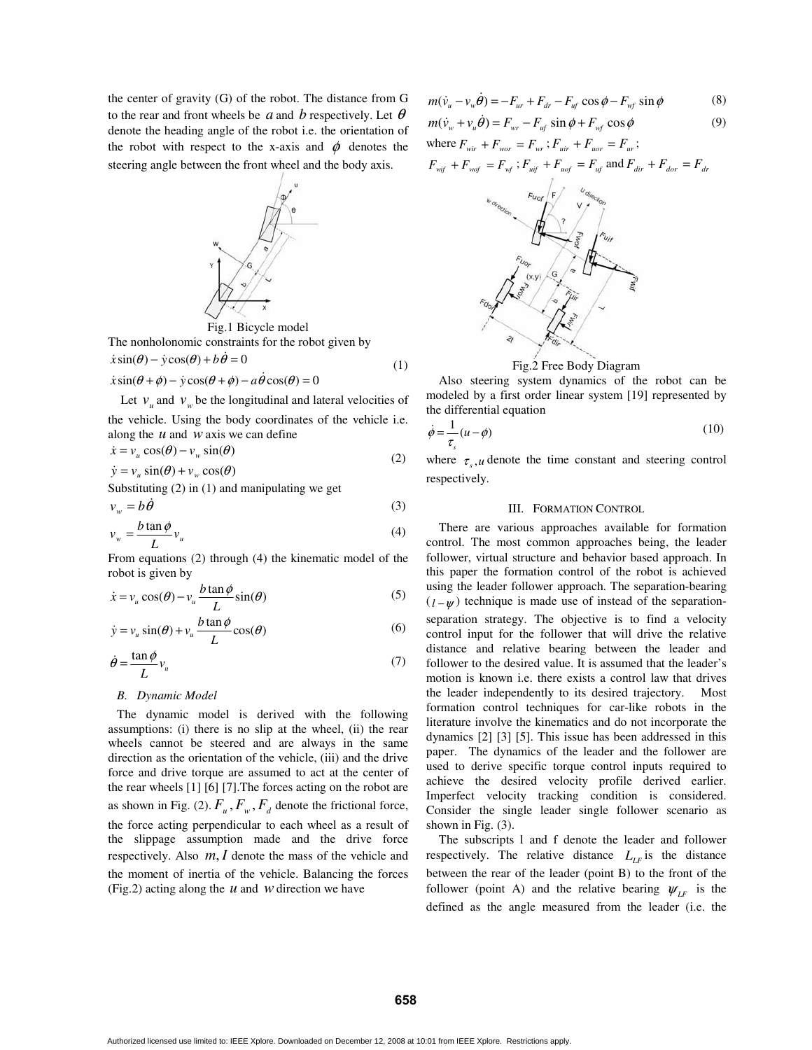the center of gravity (G) of the robot. The distance from G to the rear and front wheels be $a$ and $b$ respectively. Let $\theta$ denote the heading angle of the robot i.e. the orientation of the robot with respect to the x-axis and $\phi$ denotes the steering angle between the front wheel and the body axis.

Fig.1 Bicycle model

The nonholonomic constraints for the robot given by

$$\dot{x}\sin(\theta) - \dot{y}\cos(\theta) + b\dot{\theta} = 0$$
$$\dot{x}\sin(\theta+\phi) - \dot{y}\cos(\theta+\phi) - a\dot{\theta}\cos(\theta) = 0 \tag{1}$$

Let $v_u$ and $v_w$ be the longitudinal and lateral velocities of the vehicle. Using the body coordinates of the vehicle i.e. along the $u$ and $w$ axis we can define

$$\dot{x} = v_u\cos(\theta) - v_w\sin(\theta)$$
$$\dot{y} = v_u\sin(\theta) + v_w\cos(\theta) \tag{2}$$

Substituting (2) in (1) and manipulating we get

$$v_w = b\dot{\theta} \tag{3}$$

$$v_w = \frac{b\tan\phi}{L}v_u \tag{4}$$

From equations (2) through (4) the kinematic model of the robot is given by

$$\dot{x} = v_u\cos(\theta) - v_u\frac{b\tan\phi}{L}\sin(\theta) \tag{5}$$

$$\dot{y} = v_u\sin(\theta) + v_u\frac{b\tan\phi}{L}\cos(\theta) \tag{6}$$

$$\dot{\theta} = \frac{\tan\phi}{L}v_u \tag{7}$$

### B. Dynamic Model

The dynamic model is derived with the following assumptions: (i) there is no slip at the wheel, (ii) the rear wheels cannot be steered and are always in the same direction as the orientation of the vehicle, (iii) and the drive force and drive torque are assumed to act at the center of the rear wheels [1] [6] [7].The forces acting on the robot are as shown in Fig. (2). $F_u, F_w, F_d$ denote the frictional force, the force acting perpendicular to each wheel as a result of the slippage assumption made and the drive force respectively. Also $m, I$ denote the mass of the vehicle and the moment of inertia of the vehicle. Balancing the forces (Fig.2) acting along the $u$ and $w$ direction we have

$$m(\dot{v}_u - v_w\dot{\theta}) = -F_{ur} + F_{dr} - F_{uf}\cos\phi - F_{wf}\sin\phi \tag{8}$$

$$m(\dot{v}_w + v_u\dot{\theta}) = F_{wr} - F_{uf}\sin\phi + F_{wf}\cos\phi \tag{9}$$

where $F_{wir} + F_{wor} = F_{wr}$ ; $F_{uir} + F_{uor} = F_{ur}$ ;
$F_{wif} + F_{wof} = F_{wf}$ ; $F_{uif} + F_{uof} = F_{uf}$ and $F_{dir} + F_{dor} = F_{dr}$

Fig.2 Free Body Diagram

Also steering system dynamics of the robot can be modeled by a first order linear system [19] represented by the differential equation

$$\dot{\phi} = \frac{1}{\tau_s}(u - \phi) \tag{10}$$

where $\tau_s, u$ denote the time constant and steering control respectively.

## III. Formation Control

There are various approaches available for formation control. The most common approaches being, the leader follower, virtual structure and behavior based approach. In this paper the formation control of the robot is achieved using the leader follower approach. The separation-bearing ($l-\psi$) technique is made use of instead of the separation-separation strategy. The objective is to find a velocity control input for the follower that will drive the relative distance and relative bearing between the leader and follower to the desired value. It is assumed that the leader's motion is known i.e. there exists a control law that drives the leader independently to its desired trajectory. Most formation control techniques for car-like robots in the literature involve the kinematics and do not incorporate the dynamics [2] [3] [5]. This issue has been addressed in this paper. The dynamics of the leader and the follower are used to derive specific torque control inputs required to achieve the desired velocity profile derived earlier. Imperfect velocity tracking condition is considered. Consider the single leader single follower scenario as shown in Fig. (3).

The subscripts l and f denote the leader and follower respectively. The relative distance $L_{LF}$ is the distance between the rear of the leader (point B) to the front of the follower (point A) and the relative bearing $\psi_{LF}$ is the defined as the angle measured from the leader (i.e. the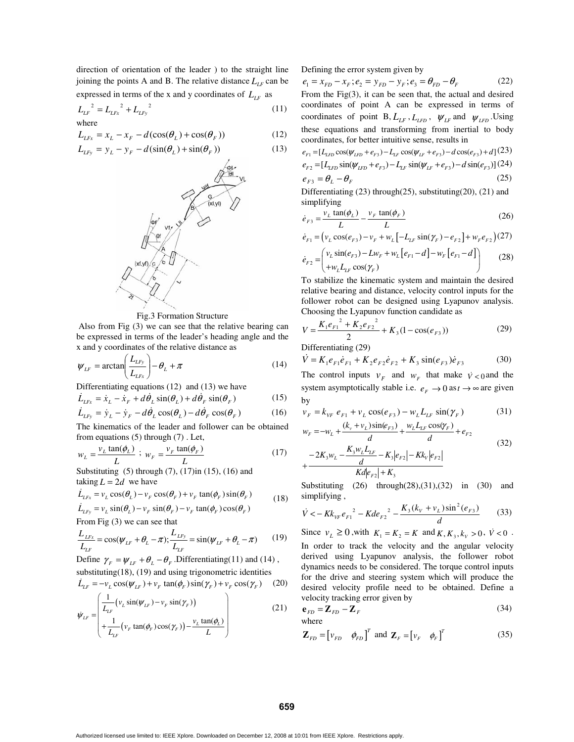direction of orientation of the leader ) to the straight line joining the points A and B. The relative distance $L_{LF}$ can be expressed in terms of the x and y coordinates of $L_{LF}$ as

$$L_{LF}^{\;2} = L_{LFx}^{\;2} + L_{LFy}^{\;2} \tag{11}$$

where

$$L_{LFx} = x_L - x_F - d(\cos(\theta_L) + \cos(\theta_F)) \tag{12}$$

$$L_{LFy} = y_L - y_F - d(\sin(\theta_L) + \sin(\theta_F)) \tag{13}$$

Fig.3 Formation Structure

Also from Fig (3) we can see that the relative bearing can be expressed in terms of the leader's heading angle and the x and y coordinates of the relative distance as

$$\psi_{LF} = \arctan\left(\frac{L_{LFy}}{L_{LFx}}\right) - \theta_L + \pi \tag{14}$$

Differentiating equations (12) and (13) we have

$$\dot{L}_{LFx} = \dot{x}_L - \dot{x}_F + d\dot{\theta}_L \sin(\theta_L) + d\dot{\theta}_F \sin(\theta_F) \tag{15}$$

$$\dot{L}_{LFy} = \dot{y}_L - \dot{y}_F - d\dot{\theta}_L \cos(\theta_L) - d\dot{\theta}_F \cos(\theta_F) \tag{16}$$

The kinematics of the leader and follower can be obtained from equations (5) through (7) . Let,

$$w_L = \frac{v_L \tan(\phi_L)}{L} \;;\; w_F = \frac{v_F \tan(\phi_F)}{L} \tag{17}$$

Substituting (5) through (7), (17)in (15), (16) and taking $L = 2d$ we have

$$\begin{aligned} \dot{L}_{LFx} &= v_L \cos(\theta_L) - v_F \cos(\theta_F) + v_F \tan(\phi_L)\sin(\theta_F) \\ \dot{L}_{LFy} &= v_L \sin(\theta_L) - v_F \sin(\theta_F) - v_F \tan(\phi_L)\cos(\theta_F) \end{aligned} \tag{18}$$

From Fig (3) we can see that

$$\frac{L_{LFx}}{L_{LF}} = \cos(\psi_{LF} + \theta_L - \pi); \frac{L_{LFy}}{L_{LF}} = \sin(\psi_{LF} + \theta_L - \pi) \tag{19}$$

Define $\gamma_F = \psi_{LF} + \theta_L - \theta_F$ .Differentiating(11) and (14) , substituting(18), (19) and using trigonometric identities

$$\dot{L}_{LF} = -v_L \cos(\psi_{LF}) + v_F \tan(\phi_F)\sin(\gamma_F) + v_F \cos(\gamma_F) \tag{20}$$

$$\dot{\psi}_{LF} = \left( \begin{aligned} &\frac{1}{L_{LF}}\left(v_L \sin(\psi_{LF}) - v_F \sin(\gamma_F)\right) \\ &+ \frac{1}{L_{LF}}\left(v_F \tan(\phi_F)\cos(\gamma_F)\right) - \frac{v_L \tan(\phi_L)}{L} \end{aligned} \right) \tag{21}$$

Defining the error system given by

$$e_1 = x_{FD} - x_F ; e_2 = y_{FD} - y_F ; e_3 = \theta_{FD} - \theta_F \tag{22}$$

From the Fig(3), it can be seen that, the actual and desired coordinates of point A can be expressed in terms of coordinates of point B, $L_{LF}$ , $L_{LFD}$ , $\psi_{LF}$ and $\psi_{LFD}$ .Using these equations and transforming from inertial to body coordinates, for better intuitive sense, results in

$$e_{F1} = [L_{LFD}\cos(\psi_{LFD} + e_{F3}) - L_{LF}\cos(\psi_{LF} + e_{F3}) - d\cos(e_{F3}) + d] \tag{23}$$

$$e_{F2} = [L_{LFD}\sin(\psi_{LFD} + e_{F3}) - L_{LF}\sin(\psi_{LF} + e_{F3}) - d\sin(e_{F3})] \tag{24}$$

$$e_{F3} = \theta_L - \theta_F \tag{25}$$

Differentiating (23) through(25), substituting(20), (21) and simplifying

$$\dot{e}_{F3} = \frac{v_L \tan(\phi_L)}{L} - \frac{v_F \tan(\phi_F)}{L} \tag{26}$$

$$\dot{e}_{F1} = \left(v_L \cos(e_{F3}) - v_F + w_L\left[-L_{LF}\sin(\gamma_F) - e_{F2}\right] + w_F e_{F2}\right) \tag{27}$$

$$\dot{e}_{F2} = \left( \begin{aligned} &v_L \sin(e_{F3}) - Lw_F + w_L\left[e_{F1} - d\right] - w_F\left[e_{F1} - d\right] \\ &+ w_L L_{LF}\cos(\gamma_F) \end{aligned} \right) \tag{28}$$

To stabilize the kinematic system and maintain the desired relative bearing and distance, velocity control inputs for the follower robot can be designed using Lyapunov analysis. Choosing the Lyapunov function candidate as

$$V = \frac{K_1 e_{F1}^{\;2} + K_2 e_{F2}^{\;2}}{2} + K_3(1 - \cos(e_{F3})) \tag{29}$$

Differentiating (29)

$$\dot{V} = K_1 e_{F1}\dot{e}_{F1} + K_2 e_{F2}\dot{e}_{F2} + K_3 \sin(e_{F3})\dot{e}_{F3} \tag{30}$$

The control inputs $v_F$ and $w_F$ that make $\dot{V} < 0$ and the system asymptotically stable i.e. $e_F \to 0$ as $t \to \infty$ are given by

$$v_F = k_{VF}\, e_{F1} + v_L \cos(e_{F3}) - w_L L_{LF} \sin(\gamma_F) \tag{31}$$

$$\begin{aligned} w_F = &-w_L + \frac{(k_v + v_L)\sin(e_{F3})}{d} + \frac{w_L L_{LF}\cos(\gamma_F)}{d} + e_{F2} \\ &+ \frac{-2K_3 w_L - \dfrac{K_3 w_L L_{LF}}{d} - K_3\left|e_{F2}\right| - Kk_V\left|e_{F2}\right|}{Kd\left|e_{F2}\right| + K_3} \end{aligned} \tag{32}$$

Substituting (26) through(28),(31),(32) in (30) and simplifying ,

$$\dot{V} < -Kk_{VF}\, e_{F1}^{\;2} - Kde_{F2}^{\;2} - \frac{K_3(k_V + v_L)\sin^2(e_{F3})}{d} \tag{33}$$

Since $v_L \geq 0$ ,with $K_1 = K_2 = K$ and $K, K_3, k_V > 0$, $\dot{V} < 0$ .

In order to track the velocity and the angular velocity derived using Lyapunov analysis, the follower robot dynamics needs to be considered. The torque control inputs for the drive and steering system which will produce the desired velocity profile need to be obtained. Define a velocity tracking error given by

$$\mathbf{e}_{FD} = \mathbf{Z}_{FD} - \mathbf{Z}_F \tag{34}$$

where

$$\mathbf{Z}_{FD} = \begin{bmatrix} v_{FD} & \phi_{FD} \end{bmatrix}^T \text{ and } \mathbf{Z}_F = \begin{bmatrix} v_F & \phi_F \end{bmatrix}^T \tag{35}$$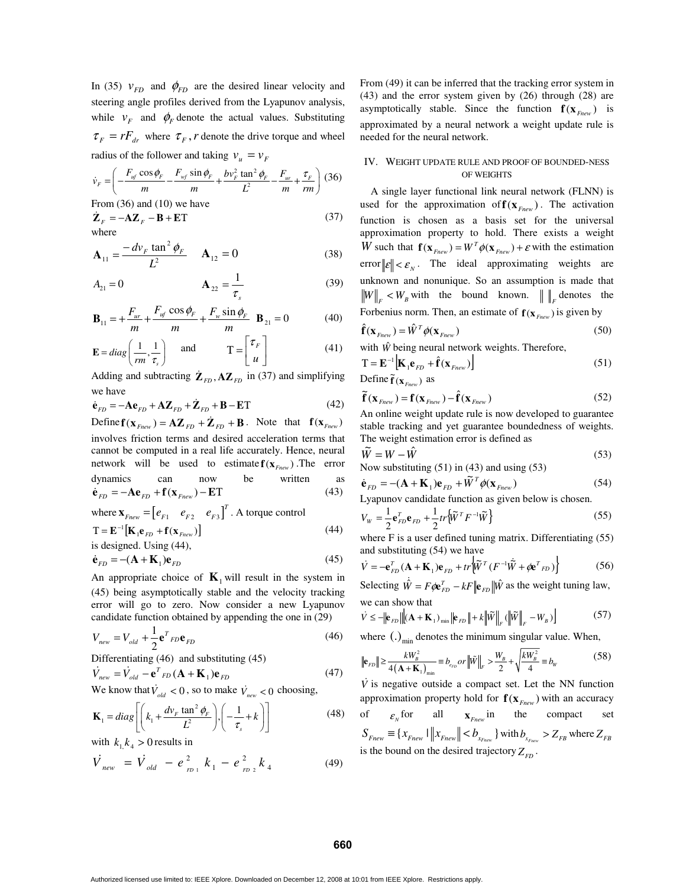In (35) $v_{FD}$ and $\phi_{FD}$ are the desired linear velocity and steering angle profiles derived from the Lyapunov analysis, while $v_F$ and $\phi_F$ denote the actual values. Substituting $\tau_F = rF_{dr}$ where $\tau_F, r$ denote the drive torque and wheel radius of the follower and taking $v_u = v_F$

$$\dot{v}_F = \left( -\frac{F_{uf}\cos\phi_F}{m} - \frac{F_{wf}\sin\phi_F}{m} + \frac{bv_F^2\tan^2\phi_F}{L^2} - \frac{F_{ur}}{m} + \frac{\tau_F}{rm} \right) \quad (36)$$

From (36) and (10) we have

$$\dot{\mathbf{Z}}_F = -\mathbf{A}\mathbf{Z}_F - \mathbf{B} + \mathbf{E}\mathrm{T} \quad (37)$$

where

$$\mathbf{A}_{11} = \frac{-dv_F\tan^2\phi_F}{L^2} \qquad \mathbf{A}_{12} = 0 \quad (38)$$

$$A_{21} = 0 \qquad \mathbf{A}_{22} = \frac{1}{\tau_s} \quad (39)$$

$$\mathbf{B}_{11} = +\frac{F_{ur}}{m} + \frac{F_{uf}\cos\phi_F}{m} + \frac{F_w\sin\phi_F}{m} \quad \mathbf{B}_{21} = 0 \quad (40)$$

$$\mathbf{E} = diag\left(\frac{1}{rm}, \frac{1}{\tau_s}\right) \quad \text{and} \quad \mathrm{T} = \begin{bmatrix} \tau_F \\ u \end{bmatrix} \quad (41)$$

Adding and subtracting $\dot{\mathbf{Z}}_{FD}, \mathbf{A}\mathbf{Z}_{FD}$ in (37) and simplifying we have

$$\dot{\mathbf{e}}_{FD} = -\mathbf{A}\mathbf{e}_{FD} + \mathbf{A}\mathbf{Z}_{FD} + \dot{\mathbf{Z}}_{FD} + \mathbf{B} - \mathbf{E}\mathrm{T} \quad (42)$$

Define $\mathbf{f}(\mathbf{x}_{Fnew}) = \mathbf{A}\mathbf{Z}_{FD} + \dot{\mathbf{Z}}_{FD} + \mathbf{B}$. Note that $\mathbf{f}(\mathbf{x}_{Fnew})$ involves friction terms and desired acceleration terms that cannot be computed in a real life accurately. Hence, neural network will be used to estimate $\mathbf{f}(\mathbf{x}_{Fnew})$. The error dynamics can now be written as

$$\dot{\mathbf{e}}_{FD} = -\mathbf{A}\mathbf{e}_{FD} + \mathbf{f}(\mathbf{x}_{Fnew}) - \mathbf{E}\mathrm{T} \quad (43)$$

where $\mathbf{x}_{Fnew} = \begin{bmatrix} e_{F1} & e_{F2} & e_{F3} \end{bmatrix}^T$. A torque control

$$\mathrm{T} = \mathbf{E}^{-1}\left[\mathbf{K}_1\mathbf{e}_{FD} + \mathbf{f}(\mathbf{x}_{Fnew})\right] \quad (44)$$

is designed. Using (44),

$$\dot{\mathbf{e}}_{FD} = -(\mathbf{A} + \mathbf{K}_1)\mathbf{e}_{FD} \quad (45)$$

An appropriate choice of $\mathbf{K}_1$ will result in the system in (45) being asymptotically stable and the velocity tracking error will go to zero. Now consider a new Lyapunov candidate function obtained by appending the one in (29)

$$V_{new} = V_{old} + \frac{1}{2}\mathbf{e}^T{}_{FD}\mathbf{e}_{FD} \quad (46)$$

Differentiating (46) and substituting (45)

$$\dot{V}_{new} = \dot{V}_{old} - \mathbf{e}^T{}_{FD}(\mathbf{A} + \mathbf{K}_1)\mathbf{e}_{FD} \quad (47)$$

We know that $\dot{V}_{old} < 0$, so to make $\dot{V}_{new} < 0$ choosing,

$$\mathbf{K}_1 = diag\left[\left(k_1 + \frac{dv_F\tan^2\phi_F}{L^2}\right), \left(-\frac{1}{\tau_s} + k\right)\right] \quad (48)$$

with $k_1, k_4 > 0$ results in

$$\dot{V}_{new} = \dot{V}_{old} - e_{FD1}^2 k_1 - e_{FD2}^2 k_4 \quad (49)$$

From (49) it can be inferred that the tracking error system in (43) and the error system given by (26) through (28) are asymptotically stable. Since the function $\mathbf{f}(\mathbf{x}_{Fnew})$ is approximated by a neural network a weight update rule is needed for the neural network.

## IV. Weight Update Rule and Proof of Bounded-ness of Weights

A single layer functional link neural network (FLNN) is used for the approximation of $\mathbf{f}(\mathbf{x}_{Fnew})$. The activation function is chosen as a basis set for the universal approximation property to hold. There exists a weight $W$ such that $\mathbf{f}(\mathbf{x}_{Fnew}) = W^T\phi(\mathbf{x}_{Fnew}) + \varepsilon$ with the estimation error $\|\varepsilon\| < \varepsilon_N$. The ideal approximating weights are unknown and nonunique. So an assumption is made that $\|W\|_F < W_B$ with the bound known. $\|\ \|_F$ denotes the Forbenius norm. Then, an estimate of $\mathbf{f}(\mathbf{x}_{Fnew})$ is given by

$$\hat{\mathbf{f}}(\mathbf{x}_{Fnew}) = \hat{W}^T\phi(\mathbf{x}_{Fnew}) \quad (50)$$

with $\hat{W}$ being neural network weights. Therefore,

$$\mathrm{T} = \mathbf{E}^{-1}\left[\mathbf{K}_1\mathbf{e}_{FD} + \hat{\mathbf{f}}(\mathbf{x}_{Fnew})\right] \quad (51)$$

Define $\tilde{\mathbf{f}}(\mathbf{x}_{Fnew})$ as

$$\tilde{\mathbf{f}}(\mathbf{x}_{Fnew}) = \mathbf{f}(\mathbf{x}_{Fnew}) - \hat{\mathbf{f}}(\mathbf{x}_{Fnew}) \quad (52)$$

An online weight update rule is now developed to guarantee stable tracking and yet guarantee boundedness of weights. The weight estimation error is defined as

$$\tilde{W} = W - \hat{W} \quad (53)$$

Now substituting (51) in (43) and using (53)

$$\dot{\mathbf{e}}_{FD} = -(\mathbf{A} + \mathbf{K}_1)\mathbf{e}_{FD} + \tilde{W}^T\phi(\mathbf{x}_{Fnew}) \quad (54)$$

Lyapunov candidate function as given below is chosen.

$$V_W = \frac{1}{2}\mathbf{e}_{FD}^T\mathbf{e}_{FD} + \frac{1}{2}tr\left\{\tilde{W}^T F^{-1}\tilde{W}\right\} \quad (55)$$

where F is a user defined tuning matrix. Differentiating (55) and substituting (54) we have

$$\dot{V} = -\mathbf{e}_{FD}^T(\mathbf{A} + \mathbf{K}_1)\mathbf{e}_{FD} + tr\left\{\tilde{W}^T(F^{-1}\dot{\tilde{W}} + \phi\mathbf{e}^T{}_{FD})\right\} \quad (56)$$

Selecting $\dot{\hat{W}} = F\phi\mathbf{e}_{FD}^T - kF\|\mathbf{e}_{FD}\|\hat{W}$ as the weight tuning law, we can show that

$$\dot{V} \le -\|\mathbf{e}_{FD}\|\left[\|(\mathbf{A} + \mathbf{K}_1)_{\min}\|\|\mathbf{e}_{FD}\| + k\|\tilde{W}\|_F(\|\tilde{W}\|_F - W_B)\right] \quad (57)$$

where $(.)_{\min}$ denotes the minimum singular value. When,

$$\|\mathbf{e}_{FD}\| \ge \frac{kW_B^2}{4(\mathbf{A} + \mathbf{K}_1)_{\min}} \equiv b_{e_{FD}} \; or \; \|\tilde{W}\|_F > \frac{W_B}{2} + \sqrt{\frac{kW_B^2}{4}} \equiv b_W \quad (58)$$

$\dot{V}$ is negative outside a compact set. Let the NN function approximation property hold for $\mathbf{f}(\mathbf{x}_{Fnew})$ with an accuracy of $\varepsilon_N$ for all $\mathbf{x}_{Fnew}$ in the compact set $S_{Fnew} \equiv \{x_{Fnew} \mid \|x_{Fnew}\| < b_{x_{Fnew}}\}$ with $b_{x_{Fnew}} > Z_{FB}$ where $Z_{FB}$ is the bound on the desired trajectory $Z_{FD}$.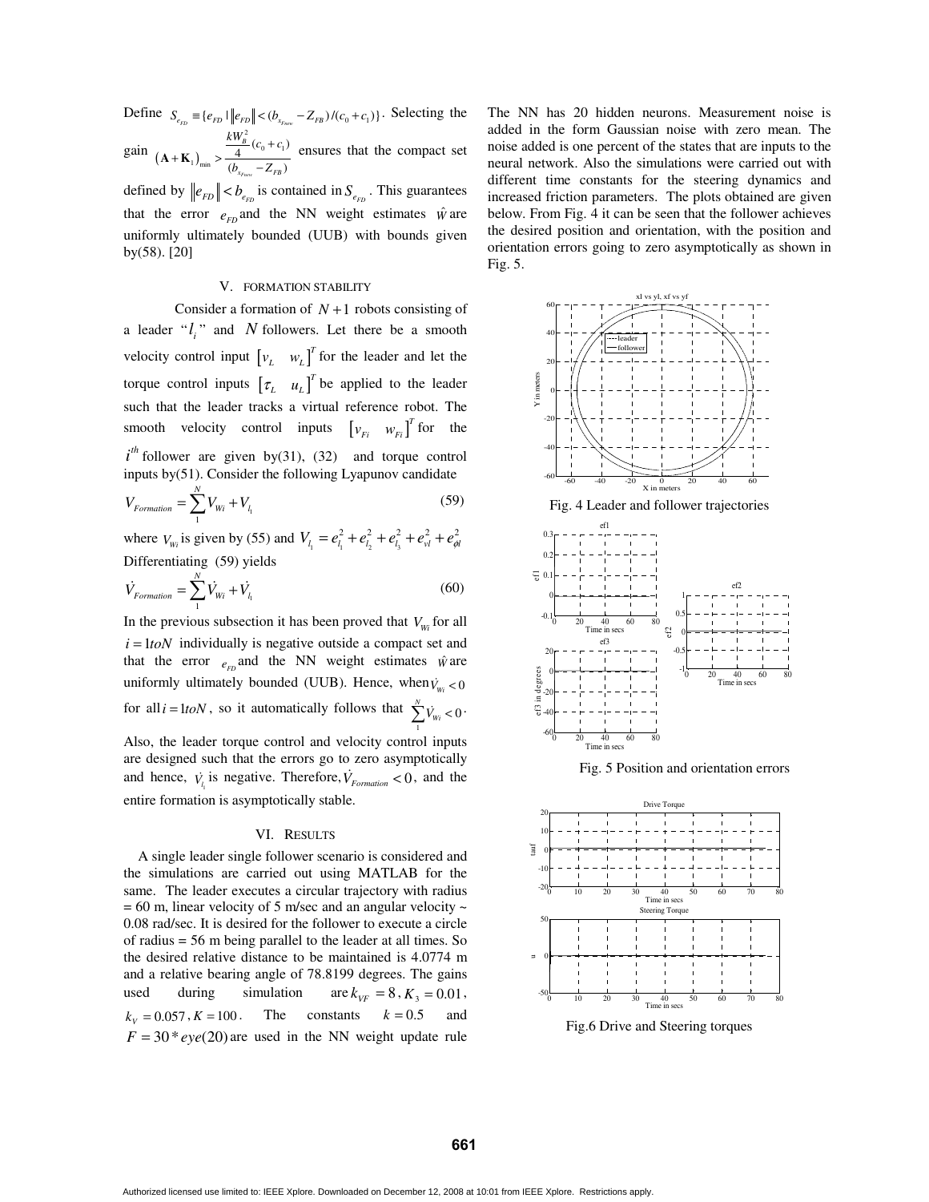Define $S_{e_{FD}} \equiv \{e_{FD} \mid \|e_{FD}\| < (b_{x_{Fnew}} - Z_{FB})/(c_0 + c_1)\}$. Selecting the gain $(\mathbf{A} + \mathbf{K}_1)_{\min} > \dfrac{\frac{kW_B^2}{4}(c_0 + c_1)}{(b_{x_{Fnew}} - Z_{FB})}$ ensures that the compact set defined by $\|e_{FD}\| < b_{e_{FD}}$ is contained in $S_{e_{FD}}$. This guarantees that the error $e_{FD}$ and the NN weight estimates $\hat{W}$ are uniformly ultimately bounded (UUB) with bounds given by(58). [20]

## V. FORMATION STABILITY

Consider a formation of $N+1$ robots consisting of a leader "$l_i$" and $N$ followers. Let there be a smooth velocity control input $\begin{bmatrix} v_L & w_L \end{bmatrix}^T$ for the leader and let the torque control inputs $\begin{bmatrix} \tau_L & u_L \end{bmatrix}^T$ be applied to the leader such that the leader tracks a virtual reference robot. The smooth velocity control inputs $\begin{bmatrix} v_{Fi} & w_{Fi} \end{bmatrix}^T$ for the $i^{th}$ follower are given by(31), (32) and torque control inputs by(51). Consider the following Lyapunov candidate

$$V_{Formation} = \sum_{1}^{N} V_{Wi} + V_{l_1} \tag{59}$$

where $V_{Wi}$ is given by (55) and $V_{l_1} = e_{l_1}^2 + e_{l_2}^2 + e_{l_3}^2 + e_{vl}^2 + e_{\phi l}^2$

Differentiating (59) yields

$$\dot{V}_{Formation} = \sum_{1}^{N} \dot{V}_{Wi} + \dot{V}_{l_1} \tag{60}$$

In the previous subsection it has been proved that $V_{Wi}$ for all $i = 1toN$ individually is negative outside a compact set and that the error $e_{FD}$ and the NN weight estimates $\hat{W}$ are uniformly ultimately bounded (UUB). Hence, when $\dot{V}_{Wi} < 0$ for all $i = 1toN$, so it automatically follows that $\sum_{1}^{N} \dot{V}_{Wi} < 0$. Also, the leader torque control and velocity control inputs are designed such that the errors go to zero asymptotically and hence, $\dot{V}_{l_1}$ is negative. Therefore, $\dot{V}_{Formation} < 0$, and the entire formation is asymptotically stable.

## VI. RESULTS

A single leader single follower scenario is considered and the simulations are carried out using MATLAB for the same. The leader executes a circular trajectory with radius = 60 m, linear velocity of 5 m/sec and an angular velocity ~ 0.08 rad/sec. It is desired for the follower to execute a circle of radius = 56 m being parallel to the leader at all times. So the desired relative distance to be maintained is 4.0774 m and a relative bearing angle of 78.8199 degrees. The gains used during simulation are $k_{VF} = 8$, $K_3 = 0.01$, $k_V = 0.057$, $K = 100$. The constants $k = 0.5$ and $F = 30 * eye(20)$ are used in the NN weight update rule The NN has 20 hidden neurons. Measurement noise is added in the form Gaussian noise with zero mean. The noise added is one percent of the states that are inputs to the neural network. Also the simulations were carried out with different time constants for the steering dynamics and increased friction parameters. The plots obtained are given below. From Fig. 4 it can be seen that the follower achieves the desired position and orientation, with the position and orientation errors going to zero asymptotically as shown in Fig. 5.

Fig. 4 Leader and follower trajectories

Fig. 5 Position and orientation errors

Fig.6 Drive and Steering torques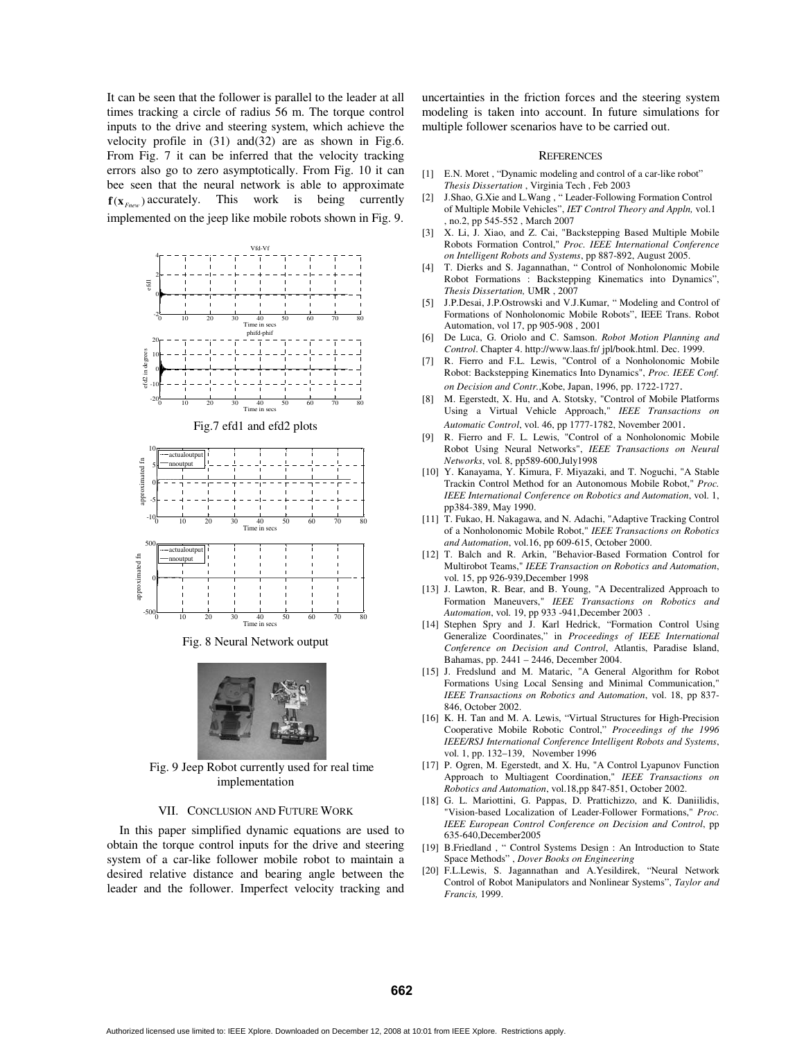It can be seen that the follower is parallel to the leader at all times tracking a circle of radius 56 m. The torque control inputs to the drive and steering system, which achieve the velocity profile in (31) and(32) are as shown in Fig.6. From Fig. 7 it can be inferred that the velocity tracking errors also go to zero asymptotically. From Fig. 10 it can bee seen that the neural network is able to approximate $\mathbf{f}(\mathbf{x}_{Fnew})$ accurately. This work is being currently implemented on the jeep like mobile robots shown in Fig. 9.

Vfd-Vf

efd1

Time in secs

phifd-phif

efd2 in degrees

Time in secs

Fig.7 efd1 and efd2 plots

actualoutput
nnoutput

approximated fn

Time in secs

actualoutput
nnoutput

approximated fn

Time in secs

Fig. 8 Neural Network output

Fig. 9 Jeep Robot currently used for real time implementation

## VII. Conclusion and Future Work

In this paper simplified dynamic equations are used to obtain the torque control inputs for the drive and steering system of a car-like follower mobile robot to maintain a desired relative distance and bearing angle between the leader and the follower. Imperfect velocity tracking and uncertainties in the friction forces and the steering system modeling is taken into account. In future simulations for multiple follower scenarios have to be carried out.

## References

[1] E.N. Moret , "Dynamic modeling and control of a car-like robot" *Thesis Dissertation* , Virginia Tech , Feb 2003

[2] J.Shao, G.Xie and L.Wang , " Leader-Following Formation Control of Multiple Mobile Vehicles", *IET Control Theory and Appln,* vol.1 , no.2, pp 545-552 , March 2007

[3] X. Li, J. Xiao, and Z. Cai, "Backstepping Based Multiple Mobile Robots Formation Control," *Proc. IEEE International Conference on Intelligent Robots and Systems*, pp 887-892, August 2005.

[4] T. Dierks and S. Jagannathan, " Control of Nonholonomic Mobile Robot Formations : Backstepping Kinematics into Dynamics", *Thesis Dissertation,* UMR , 2007

[5] J.P.Desai, J.P.Ostrowski and V.J.Kumar, " Modeling and Control of Formations of Nonholonomic Mobile Robots", IEEE Trans. Robot Automation, vol 17, pp 905-908 , 2001

[6] De Luca, G. Oriolo and C. Samson. *Robot Motion Planning and Control*. Chapter 4. http://www.laas.fr/ jpl/book.html. Dec. 1999.

[7] R. Fierro and F.L. Lewis, "Control of a Nonholonomic Mobile Robot: Backstepping Kinematics Into Dynamics", *Proc. IEEE Conf. on Decision and Contr.*,Kobe, Japan, 1996, pp. 1722-1727.

[8] M. Egerstedt, X. Hu, and A. Stotsky, "Control of Mobile Platforms Using a Virtual Vehicle Approach," *IEEE Transactions on Automatic Control*, vol. 46, pp 1777-1782, November 2001.

[9] R. Fierro and F. L. Lewis, "Control of a Nonholonomic Mobile Robot Using Neural Networks", *IEEE Transactions on Neural Networks*, vol. 8, pp589-600,July1998

[10] Y. Kanayama, Y. Kimura, F. Miyazaki, and T. Noguchi, "A Stable Trackin Control Method for an Autonomous Mobile Robot," *Proc. IEEE International Conference on Robotics and Automation*, vol. 1, pp384-389, May 1990.

[11] T. Fukao, H. Nakagawa, and N. Adachi, "Adaptive Tracking Control of a Nonholonomic Mobile Robot," *IEEE Transactions on Robotics and Automation*, vol.16, pp 609-615, October 2000.

[12] T. Balch and R. Arkin, "Behavior-Based Formation Control for Multirobot Teams," *IEEE Transaction on Robotics and Automation*, vol. 15, pp 926-939,December 1998

[13] J. Lawton, R. Bear, and B. Young, "A Decentralized Approach to Formation Maneuvers," *IEEE Transactions on Robotics and Automation*, vol. 19, pp 933 -941,December 2003 .

[14] Stephen Spry and J. Karl Hedrick, "Formation Control Using Generalize Coordinates," in *Proceedings of IEEE International Conference on Decision and Control*, Atlantis, Paradise Island, Bahamas, pp. 2441 – 2446, December 2004.

[15] J. Fredslund and M. Mataric, "A General Algorithm for Robot Formations Using Local Sensing and Minimal Communication," *IEEE Transactions on Robotics and Automation*, vol. 18, pp 837-846, October 2002.

[16] K. H. Tan and M. A. Lewis, "Virtual Structures for High-Precision Cooperative Mobile Robotic Control," *Proceedings of the 1996 IEEE/RSJ International Conference Intelligent Robots and Systems*, vol. 1, pp. 132–139, November 1996

[17] P. Ogren, M. Egerstedt, and X. Hu, "A Control Lyapunov Function Approach to Multiagent Coordination," *IEEE Transactions on Robotics and Automation*, vol.18,pp 847-851, October 2002.

[18] G. L. Mariottini, G. Pappas, D. Prattichizzo, and K. Daniilidis, "Vision-based Localization of Leader-Follower Formations," *Proc. IEEE European Control Conference on Decision and Control*, pp 635-640,December2005

[19] B.Friedland , " Control Systems Design : An Introduction to State Space Methods" , *Dover Books on Engineering*

[20] F.L.Lewis, S. Jagannathan and A.Yesildirek, "Neural Network Control of Robot Manipulators and Nonlinear Systems", *Taylor and Francis,* 1999.